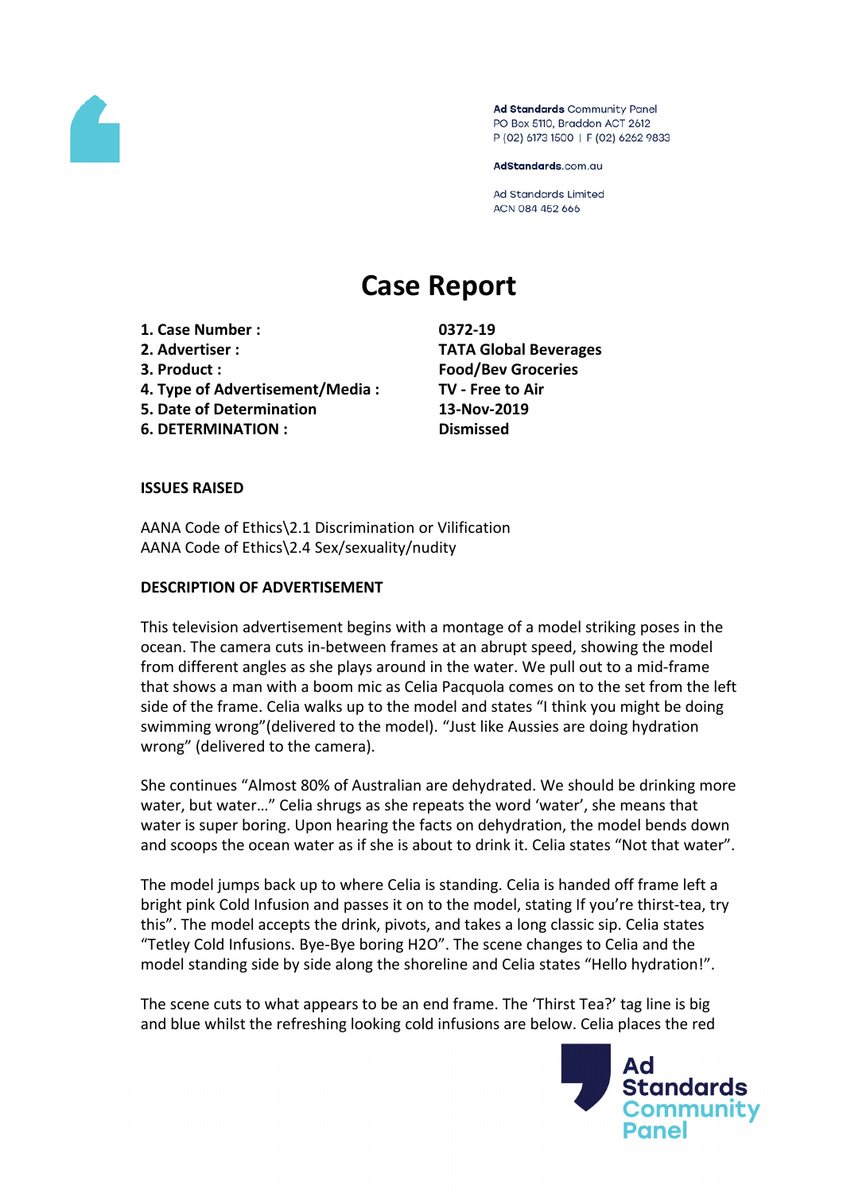Ad Standards Community Panel
PO Box 5110, Braddon ACT 2612
P (02) 6173 1500 | F (02) 6262 9833

AdStandards.com.au

Ad Standards Limited
ACN 084 452 666

# Case Report

| | |
|---|---|
| **1. Case Number :** | **0372-19** |
| **2. Advertiser :** | **TATA Global Beverages** |
| **3. Product :** | **Food/Bev Groceries** |
| **4. Type of Advertisement/Media :** | **TV - Free to Air** |
| **5. Date of Determination** | **13-Nov-2019** |
| **6. DETERMINATION :** | **Dismissed** |

**ISSUES RAISED**

AANA Code of Ethics\2.1 Discrimination or Vilification
AANA Code of Ethics\2.4 Sex/sexuality/nudity

**DESCRIPTION OF ADVERTISEMENT**

This television advertisement begins with a montage of a model striking poses in the ocean. The camera cuts in-between frames at an abrupt speed, showing the model from different angles as she plays around in the water. We pull out to a mid-frame that shows a man with a boom mic as Celia Pacquola comes on to the set from the left side of the frame. Celia walks up to the model and states "I think you might be doing swimming wrong"(delivered to the model). "Just like Aussies are doing hydration wrong" (delivered to the camera).

She continues "Almost 80% of Australian are dehydrated. We should be drinking more water, but water…" Celia shrugs as she repeats the word 'water', she means that water is super boring. Upon hearing the facts on dehydration, the model bends down and scoops the ocean water as if she is about to drink it. Celia states "Not that water".

The model jumps back up to where Celia is standing. Celia is handed off frame left a bright pink Cold Infusion and passes it on to the model, stating If you're thirst-tea, try this". The model accepts the drink, pivots, and takes a long classic sip. Celia states "Tetley Cold Infusions. Bye-Bye boring H2O". The scene changes to Celia and the model standing side by side along the shoreline and Celia states "Hello hydration!".

The scene cuts to what appears to be an end frame. The 'Thirst Tea?' tag line is big and blue whilst the refreshing looking cold infusions are below. Celia places the red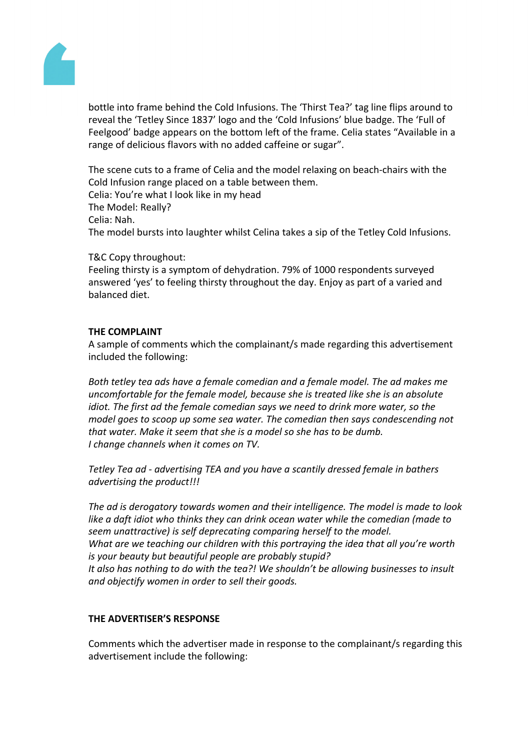bottle into frame behind the Cold Infusions. The ‘Thirst Tea?’ tag line flips around to reveal the ‘Tetley Since 1837’ logo and the ‘Cold Infusions’ blue badge. The ‘Full of Feelgood’ badge appears on the bottom left of the frame. Celia states “Available in a range of delicious flavors with no added caffeine or sugar”.

The scene cuts to a frame of Celia and the model relaxing on beach-chairs with the Cold Infusion range placed on a table between them.
Celia: You’re what I look like in my head
The Model: Really?
Celia: Nah.
The model bursts into laughter whilst Celina takes a sip of the Tetley Cold Infusions.

T&C Copy throughout:
Feeling thirsty is a symptom of dehydration. 79% of 1000 respondents surveyed answered ‘yes’ to feeling thirsty throughout the day. Enjoy as part of a varied and balanced diet.

**THE COMPLAINT**

A sample of comments which the complainant/s made regarding this advertisement included the following:

*Both tetley tea ads have a female comedian and a female model. The ad makes me uncomfortable for the female model, because she is treated like she is an absolute idiot. The first ad the female comedian says we need to drink more water, so the model goes to scoop up some sea water. The comedian then says condescending not that water. Make it seem that she is a model so she has to be dumb.*
*I change channels when it comes on TV.*

*Tetley Tea ad - advertising TEA and you have a scantily dressed female in bathers advertising the product!!!*

*The ad is derogatory towards women and their intelligence. The model is made to look like a daft idiot who thinks they can drink ocean water while the comedian (made to seem unattractive) is self deprecating comparing herself to the model.*
*What are we teaching our children with this portraying the idea that all you’re worth is your beauty but beautiful people are probably stupid?*
*It also has nothing to do with the tea?! We shouldn’t be allowing businesses to insult and objectify women in order to sell their goods.*

**THE ADVERTISER’S RESPONSE**

Comments which the advertiser made in response to the complainant/s regarding this advertisement include the following: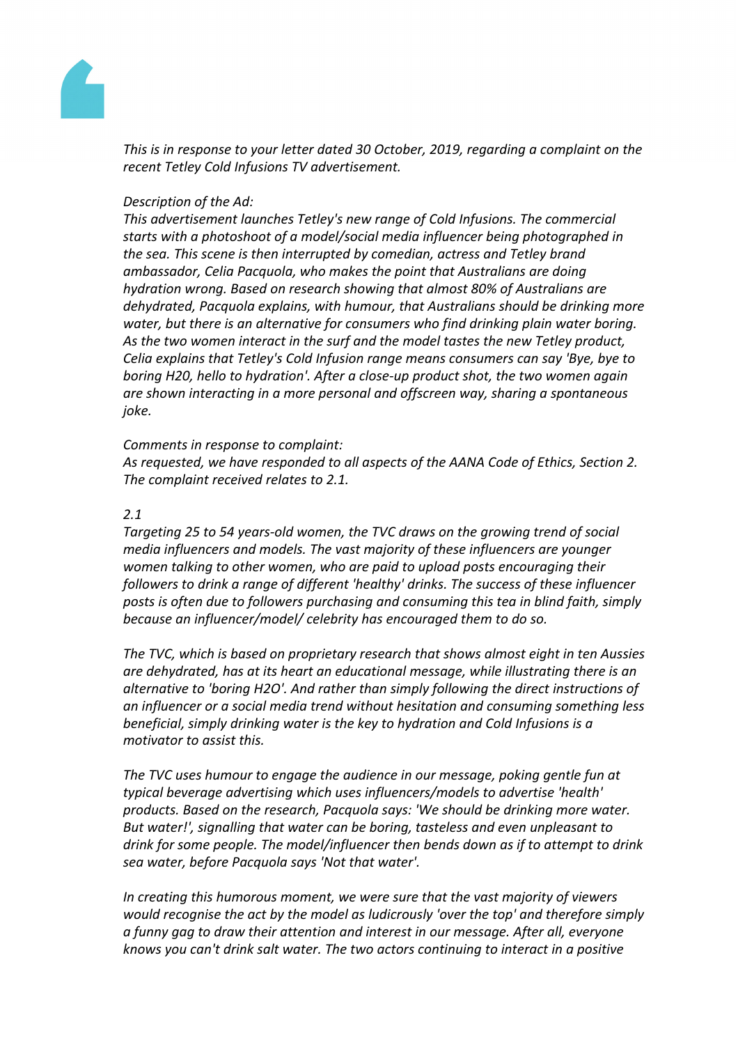*This is in response to your letter dated 30 October, 2019, regarding a complaint on the recent Tetley Cold Infusions TV advertisement.*

*Description of the Ad:*
*This advertisement launches Tetley's new range of Cold Infusions. The commercial starts with a photoshoot of a model/social media influencer being photographed in the sea. This scene is then interrupted by comedian, actress and Tetley brand ambassador, Celia Pacquola, who makes the point that Australians are doing hydration wrong. Based on research showing that almost 80% of Australians are dehydrated, Pacquola explains, with humour, that Australians should be drinking more water, but there is an alternative for consumers who find drinking plain water boring. As the two women interact in the surf and the model tastes the new Tetley product, Celia explains that Tetley's Cold Infusion range means consumers can say 'Bye, bye to boring H20, hello to hydration'. After a close-up product shot, the two women again are shown interacting in a more personal and offscreen way, sharing a spontaneous joke.*

*Comments in response to complaint:*
*As requested, we have responded to all aspects of the AANA Code of Ethics, Section 2. The complaint received relates to 2.1.*

*2.1*
*Targeting 25 to 54 years-old women, the TVC draws on the growing trend of social media influencers and models. The vast majority of these influencers are younger women talking to other women, who are paid to upload posts encouraging their followers to drink a range of different 'healthy' drinks. The success of these influencer posts is often due to followers purchasing and consuming this tea in blind faith, simply because an influencer/model/ celebrity has encouraged them to do so.*

*The TVC, which is based on proprietary research that shows almost eight in ten Aussies are dehydrated, has at its heart an educational message, while illustrating there is an alternative to 'boring H2O'. And rather than simply following the direct instructions of an influencer or a social media trend without hesitation and consuming something less beneficial, simply drinking water is the key to hydration and Cold Infusions is a motivator to assist this.*

*The TVC uses humour to engage the audience in our message, poking gentle fun at typical beverage advertising which uses influencers/models to advertise 'health' products. Based on the research, Pacquola says: 'We should be drinking more water. But water!', signalling that water can be boring, tasteless and even unpleasant to drink for some people. The model/influencer then bends down as if to attempt to drink sea water, before Pacquola says 'Not that water'.*

*In creating this humorous moment, we were sure that the vast majority of viewers would recognise the act by the model as ludicrously 'over the top' and therefore simply a funny gag to draw their attention and interest in our message. After all, everyone knows you can't drink salt water. The two actors continuing to interact in a positive*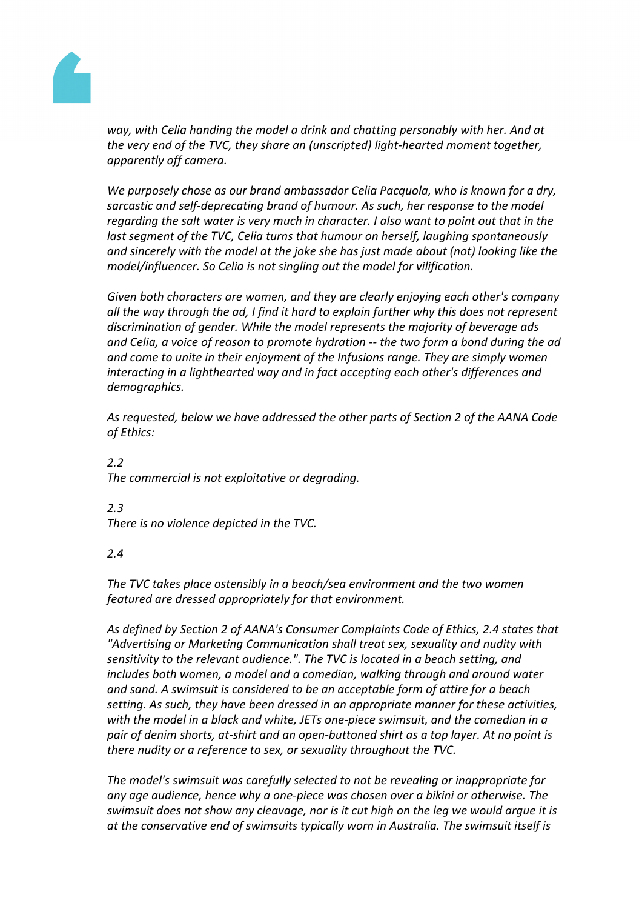*way, with Celia handing the model a drink and chatting personably with her. And at the very end of the TVC, they share an (unscripted) light-hearted moment together, apparently off camera.*

*We purposely chose as our brand ambassador Celia Pacquola, who is known for a dry, sarcastic and self-deprecating brand of humour. As such, her response to the model regarding the salt water is very much in character. I also want to point out that in the last segment of the TVC, Celia turns that humour on herself, laughing spontaneously and sincerely with the model at the joke she has just made about (not) looking like the model/influencer. So Celia is not singling out the model for vilification.*

*Given both characters are women, and they are clearly enjoying each other's company all the way through the ad, I find it hard to explain further why this does not represent discrimination of gender. While the model represents the majority of beverage ads and Celia, a voice of reason to promote hydration -- the two form a bond during the ad and come to unite in their enjoyment of the Infusions range. They are simply women interacting in a lighthearted way and in fact accepting each other's differences and demographics.*

*As requested, below we have addressed the other parts of Section 2 of the AANA Code of Ethics:*

*2.2*
*The commercial is not exploitative or degrading.*

*2.3*
*There is no violence depicted in the TVC.*

*2.4*

*The TVC takes place ostensibly in a beach/sea environment and the two women featured are dressed appropriately for that environment.*

*As defined by Section 2 of AANA's Consumer Complaints Code of Ethics, 2.4 states that "Advertising or Marketing Communication shall treat sex, sexuality and nudity with sensitivity to the relevant audience.". The TVC is located in a beach setting, and includes both women, a model and a comedian, walking through and around water and sand. A swimsuit is considered to be an acceptable form of attire for a beach setting. As such, they have been dressed in an appropriate manner for these activities, with the model in a black and white, JETs one-piece swimsuit, and the comedian in a pair of denim shorts, at-shirt and an open-buttoned shirt as a top layer. At no point is there nudity or a reference to sex, or sexuality throughout the TVC.*

*The model's swimsuit was carefully selected to not be revealing or inappropriate for any age audience, hence why a one-piece was chosen over a bikini or otherwise. The swimsuit does not show any cleavage, nor is it cut high on the leg we would argue it is at the conservative end of swimsuits typically worn in Australia. The swimsuit itself is*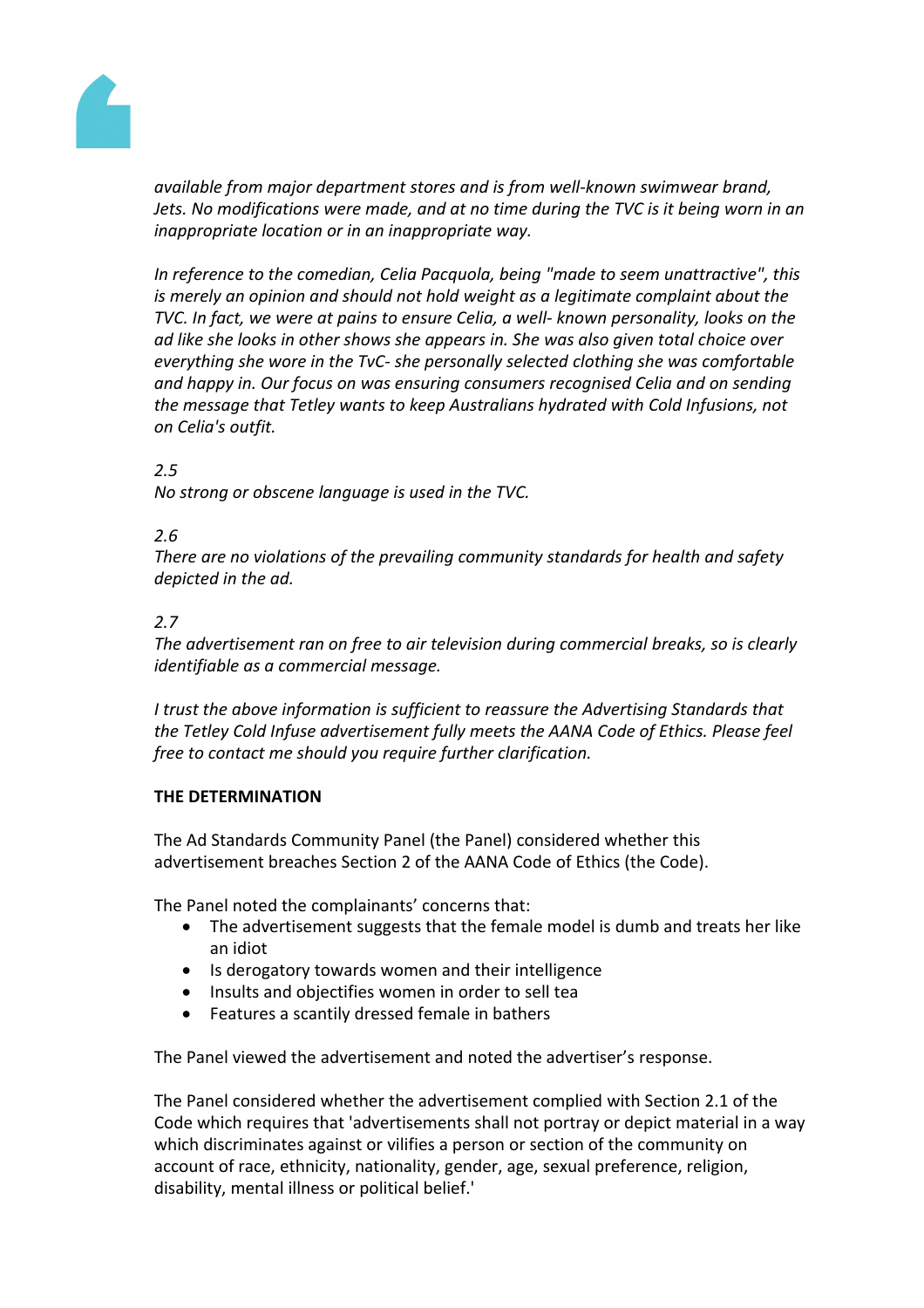*available from major department stores and is from well-known swimwear brand, Jets. No modifications were made, and at no time during the TVC is it being worn in an inappropriate location or in an inappropriate way.*

*In reference to the comedian, Celia Pacquola, being "made to seem unattractive", this is merely an opinion and should not hold weight as a legitimate complaint about the TVC. In fact, we were at pains to ensure Celia, a well- known personality, looks on the ad like she looks in other shows she appears in. She was also given total choice over everything she wore in the TvC- she personally selected clothing she was comfortable and happy in. Our focus on was ensuring consumers recognised Celia and on sending the message that Tetley wants to keep Australians hydrated with Cold Infusions, not on Celia's outfit.*

*2.5*
*No strong or obscene language is used in the TVC.*

*2.6*
*There are no violations of the prevailing community standards for health and safety depicted in the ad.*

*2.7*
*The advertisement ran on free to air television during commercial breaks, so is clearly identifiable as a commercial message.*

*I trust the above information is sufficient to reassure the Advertising Standards that the Tetley Cold Infuse advertisement fully meets the AANA Code of Ethics. Please feel free to contact me should you require further clarification.*

**THE DETERMINATION**

The Ad Standards Community Panel (the Panel) considered whether this advertisement breaches Section 2 of the AANA Code of Ethics (the Code).

The Panel noted the complainants' concerns that:

- The advertisement suggests that the female model is dumb and treats her like an idiot
- Is derogatory towards women and their intelligence
- Insults and objectifies women in order to sell tea
- Features a scantily dressed female in bathers

The Panel viewed the advertisement and noted the advertiser's response.

The Panel considered whether the advertisement complied with Section 2.1 of the Code which requires that 'advertisements shall not portray or depict material in a way which discriminates against or vilifies a person or section of the community on account of race, ethnicity, nationality, gender, age, sexual preference, religion, disability, mental illness or political belief.'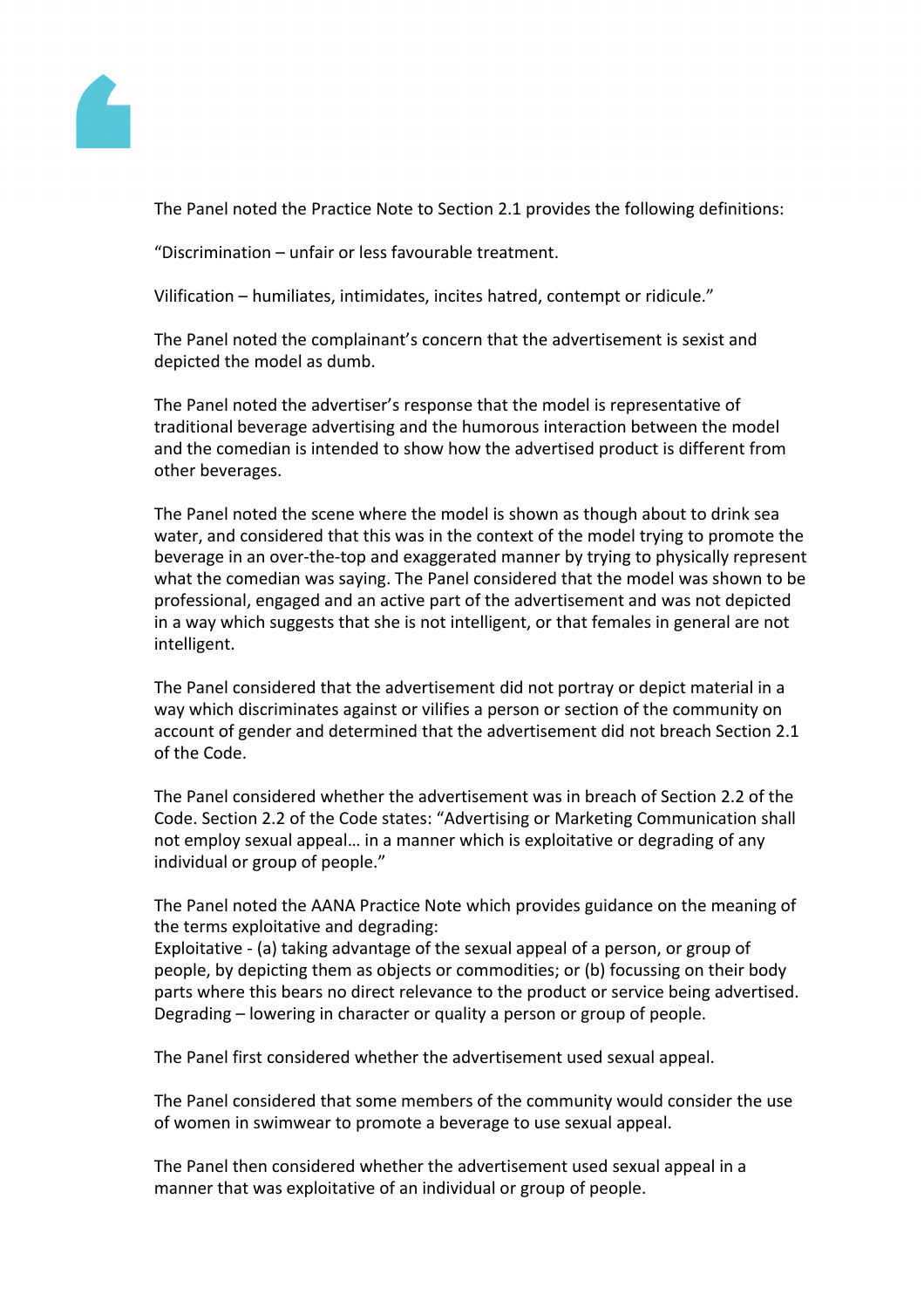The Panel noted the Practice Note to Section 2.1 provides the following definitions:

"Discrimination – unfair or less favourable treatment.

Vilification – humiliates, intimidates, incites hatred, contempt or ridicule."

The Panel noted the complainant's concern that the advertisement is sexist and depicted the model as dumb.

The Panel noted the advertiser's response that the model is representative of traditional beverage advertising and the humorous interaction between the model and the comedian is intended to show how the advertised product is different from other beverages.

The Panel noted the scene where the model is shown as though about to drink sea water, and considered that this was in the context of the model trying to promote the beverage in an over-the-top and exaggerated manner by trying to physically represent what the comedian was saying. The Panel considered that the model was shown to be professional, engaged and an active part of the advertisement and was not depicted in a way which suggests that she is not intelligent, or that females in general are not intelligent.

The Panel considered that the advertisement did not portray or depict material in a way which discriminates against or vilifies a person or section of the community on account of gender and determined that the advertisement did not breach Section 2.1 of the Code.

The Panel considered whether the advertisement was in breach of Section 2.2 of the Code. Section 2.2 of the Code states: "Advertising or Marketing Communication shall not employ sexual appeal… in a manner which is exploitative or degrading of any individual or group of people."

The Panel noted the AANA Practice Note which provides guidance on the meaning of the terms exploitative and degrading:
Exploitative - (a) taking advantage of the sexual appeal of a person, or group of people, by depicting them as objects or commodities; or (b) focussing on their body parts where this bears no direct relevance to the product or service being advertised.
Degrading – lowering in character or quality a person or group of people.

The Panel first considered whether the advertisement used sexual appeal.

The Panel considered that some members of the community would consider the use of women in swimwear to promote a beverage to use sexual appeal.

The Panel then considered whether the advertisement used sexual appeal in a manner that was exploitative of an individual or group of people.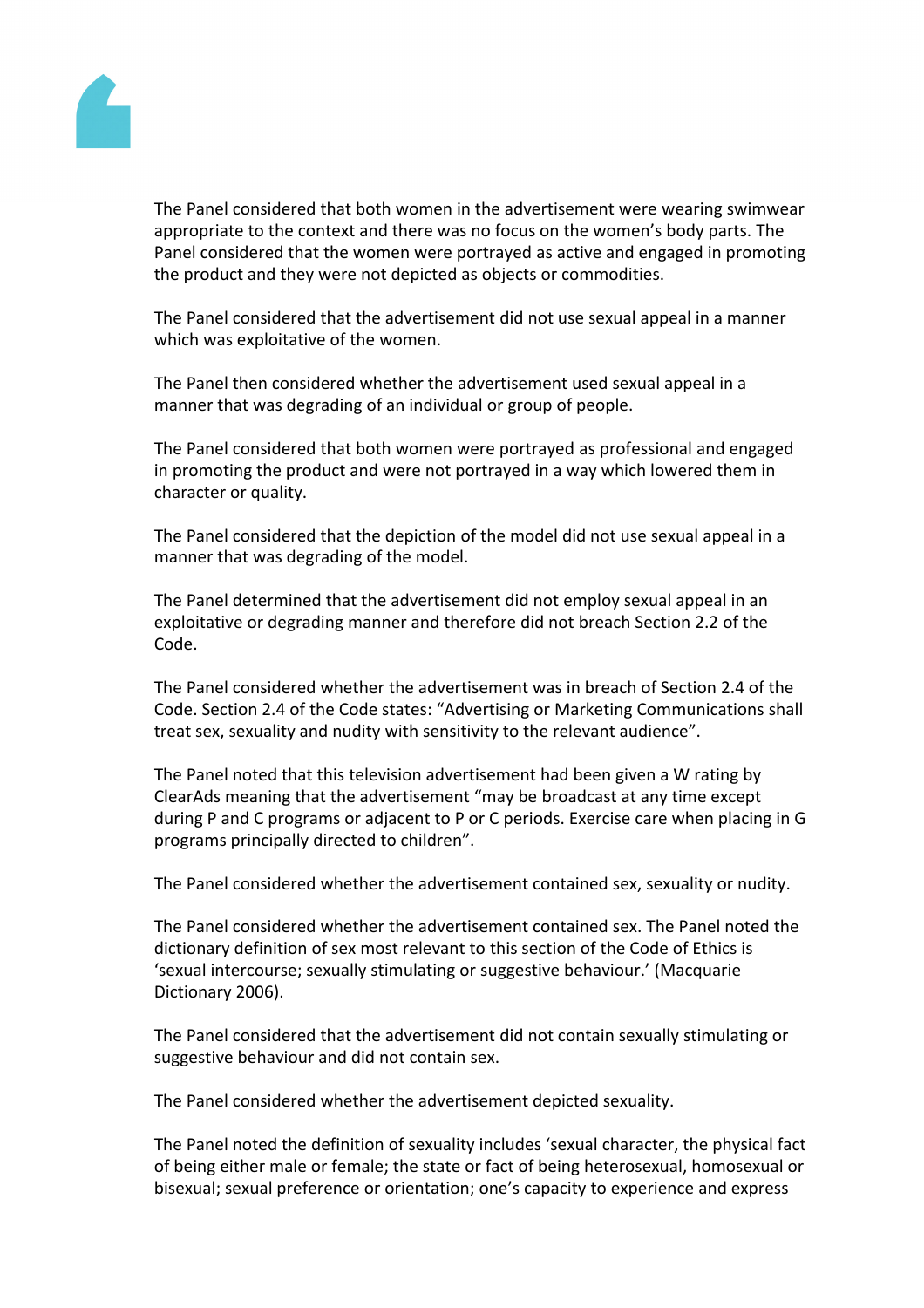The Panel considered that both women in the advertisement were wearing swimwear appropriate to the context and there was no focus on the women's body parts. The Panel considered that the women were portrayed as active and engaged in promoting the product and they were not depicted as objects or commodities.

The Panel considered that the advertisement did not use sexual appeal in a manner which was exploitative of the women.

The Panel then considered whether the advertisement used sexual appeal in a manner that was degrading of an individual or group of people.

The Panel considered that both women were portrayed as professional and engaged in promoting the product and were not portrayed in a way which lowered them in character or quality.

The Panel considered that the depiction of the model did not use sexual appeal in a manner that was degrading of the model.

The Panel determined that the advertisement did not employ sexual appeal in an exploitative or degrading manner and therefore did not breach Section 2.2 of the Code.

The Panel considered whether the advertisement was in breach of Section 2.4 of the Code. Section 2.4 of the Code states: "Advertising or Marketing Communications shall treat sex, sexuality and nudity with sensitivity to the relevant audience".

The Panel noted that this television advertisement had been given a W rating by ClearAds meaning that the advertisement "may be broadcast at any time except during P and C programs or adjacent to P or C periods. Exercise care when placing in G programs principally directed to children".

The Panel considered whether the advertisement contained sex, sexuality or nudity.

The Panel considered whether the advertisement contained sex. The Panel noted the dictionary definition of sex most relevant to this section of the Code of Ethics is 'sexual intercourse; sexually stimulating or suggestive behaviour.' (Macquarie Dictionary 2006).

The Panel considered that the advertisement did not contain sexually stimulating or suggestive behaviour and did not contain sex.

The Panel considered whether the advertisement depicted sexuality.

The Panel noted the definition of sexuality includes 'sexual character, the physical fact of being either male or female; the state or fact of being heterosexual, homosexual or bisexual; sexual preference or orientation; one's capacity to experience and express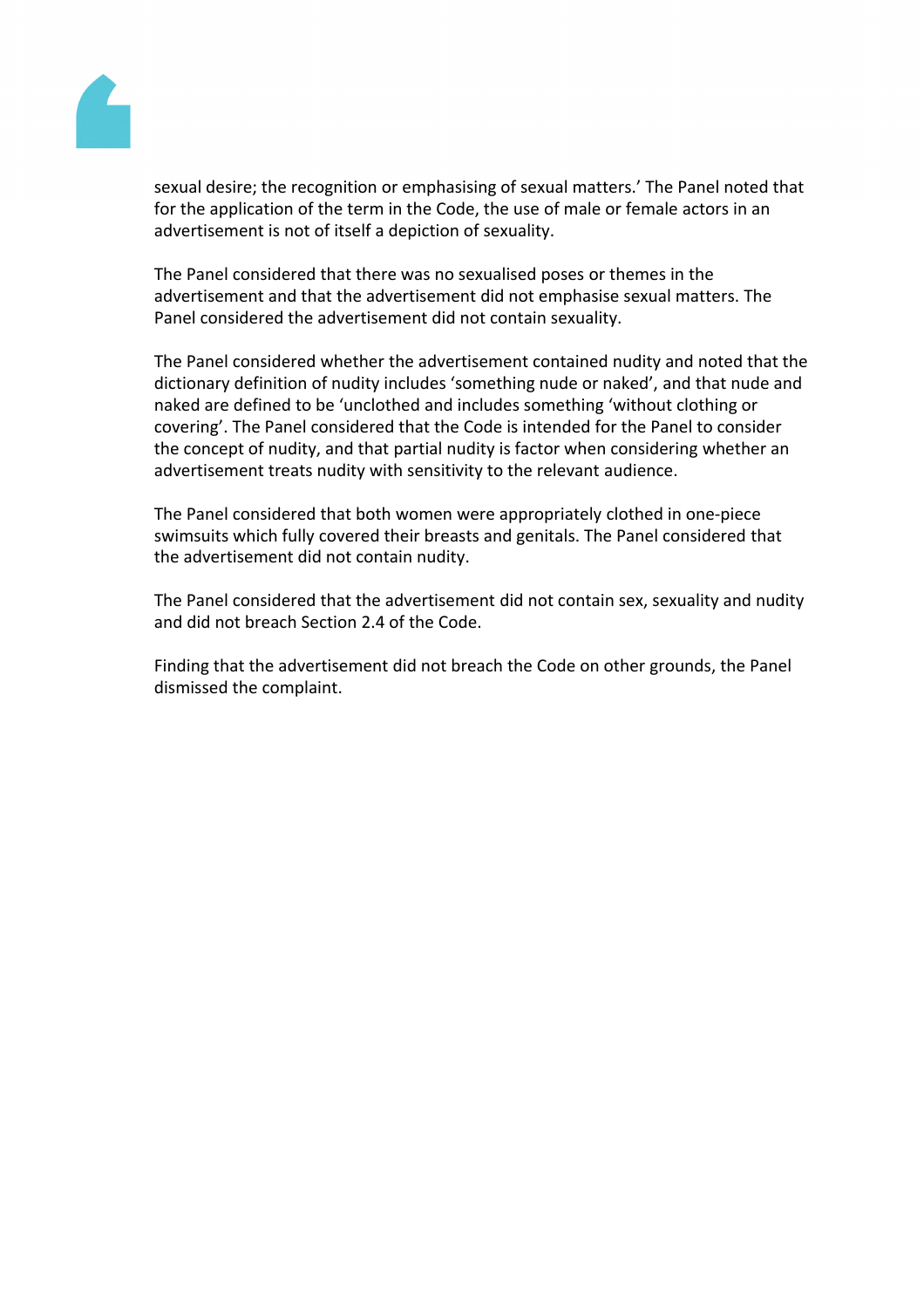sexual desire; the recognition or emphasising of sexual matters.' The Panel noted that for the application of the term in the Code, the use of male or female actors in an advertisement is not of itself a depiction of sexuality.

The Panel considered that there was no sexualised poses or themes in the advertisement and that the advertisement did not emphasise sexual matters. The Panel considered the advertisement did not contain sexuality.

The Panel considered whether the advertisement contained nudity and noted that the dictionary definition of nudity includes 'something nude or naked', and that nude and naked are defined to be 'unclothed and includes something 'without clothing or covering'. The Panel considered that the Code is intended for the Panel to consider the concept of nudity, and that partial nudity is factor when considering whether an advertisement treats nudity with sensitivity to the relevant audience.

The Panel considered that both women were appropriately clothed in one-piece swimsuits which fully covered their breasts and genitals. The Panel considered that the advertisement did not contain nudity.

The Panel considered that the advertisement did not contain sex, sexuality and nudity and did not breach Section 2.4 of the Code.

Finding that the advertisement did not breach the Code on other grounds, the Panel dismissed the complaint.